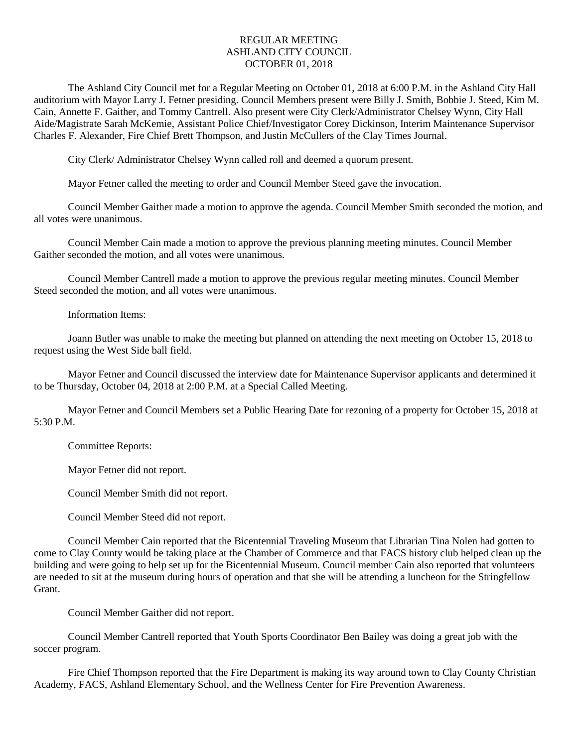# REGULAR MEETING
# ASHLAND CITY COUNCIL
# OCTOBER 01, 2018

The Ashland City Council met for a Regular Meeting on October 01, 2018 at 6:00 P.M. in the Ashland City Hall auditorium with Mayor Larry J. Fetner presiding. Council Members present were Billy J. Smith, Bobbie J. Steed, Kim M. Cain, Annette F. Gaither, and Tommy Cantrell. Also present were City Clerk/Administrator Chelsey Wynn, City Hall Aide/Magistrate Sarah McKemie, Assistant Police Chief/Investigator Corey Dickinson, Interim Maintenance Supervisor Charles F. Alexander, Fire Chief Brett Thompson, and Justin McCullers of the Clay Times Journal.

City Clerk/ Administrator Chelsey Wynn called roll and deemed a quorum present.

Mayor Fetner called the meeting to order and Council Member Steed gave the invocation.

Council Member Gaither made a motion to approve the agenda. Council Member Smith seconded the motion, and all votes were unanimous.

Council Member Cain made a motion to approve the previous planning meeting minutes. Council Member Gaither seconded the motion, and all votes were unanimous.

Council Member Cantrell made a motion to approve the previous regular meeting minutes. Council Member Steed seconded the motion, and all votes were unanimous.

Information Items:

Joann Butler was unable to make the meeting but planned on attending the next meeting on October 15, 2018 to request using the West Side ball field.

Mayor Fetner and Council discussed the interview date for Maintenance Supervisor applicants and determined it to be Thursday, October 04, 2018 at 2:00 P.M. at a Special Called Meeting.

Mayor Fetner and Council Members set a Public Hearing Date for rezoning of a property for October 15, 2018 at 5:30 P.M.

Committee Reports:

Mayor Fetner did not report.

Council Member Smith did not report.

Council Member Steed did not report.

Council Member Cain reported that the Bicentennial Traveling Museum that Librarian Tina Nolen had gotten to come to Clay County would be taking place at the Chamber of Commerce and that FACS history club helped clean up the building and were going to help set up for the Bicentennial Museum. Council member Cain also reported that volunteers are needed to sit at the museum during hours of operation and that she will be attending a luncheon for the Stringfellow Grant.

Council Member Gaither did not report.

Council Member Cantrell reported that Youth Sports Coordinator Ben Bailey was doing a great job with the soccer program.

Fire Chief Thompson reported that the Fire Department is making its way around town to Clay County Christian Academy, FACS, Ashland Elementary School, and the Wellness Center for Fire Prevention Awareness.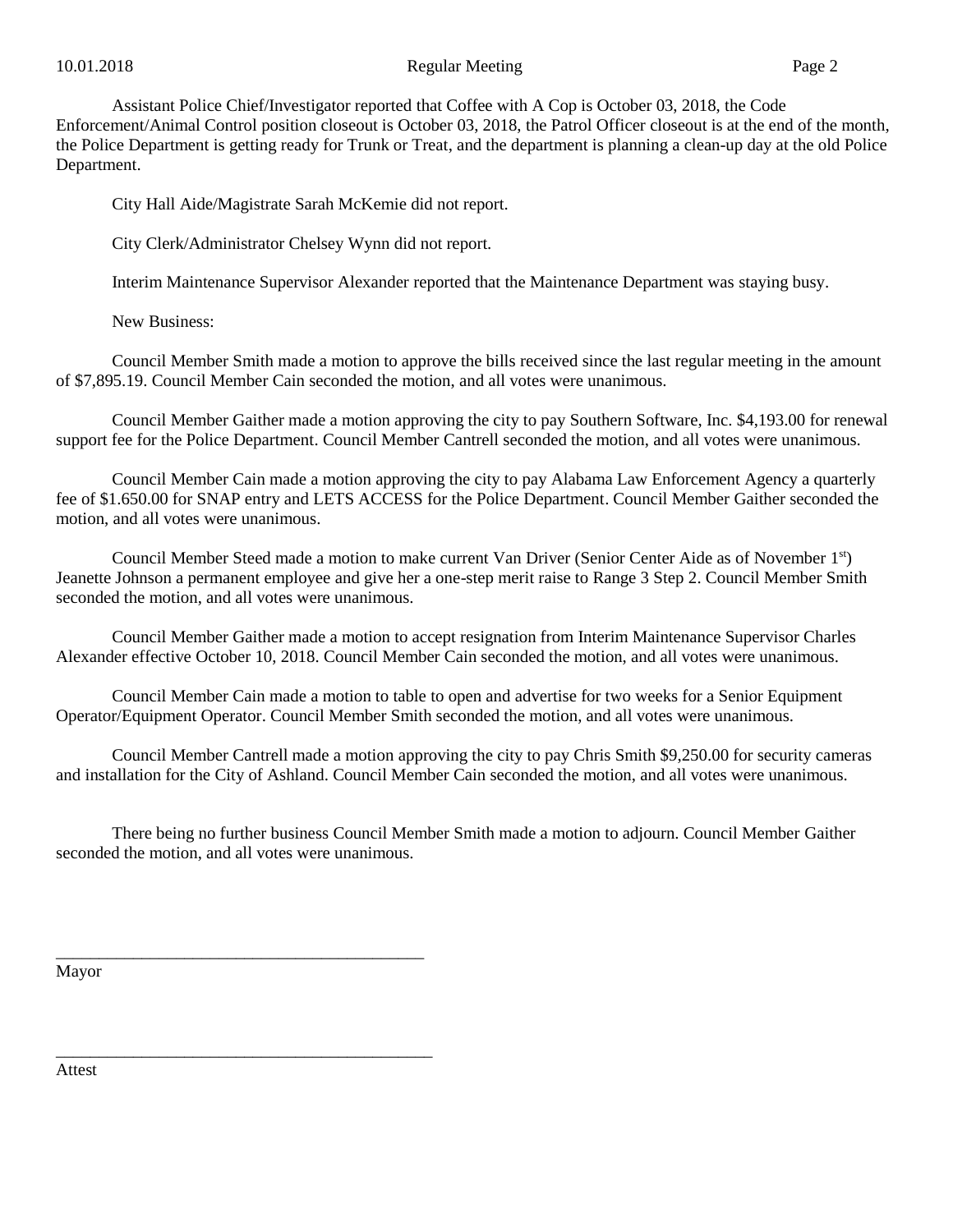Assistant Police Chief/Investigator reported that Coffee with A Cop is October 03, 2018, the Code Enforcement/Animal Control position closeout is October 03, 2018, the Patrol Officer closeout is at the end of the month, the Police Department is getting ready for Trunk or Treat, and the department is planning a clean-up day at the old Police Department.

City Hall Aide/Magistrate Sarah McKemie did not report.

City Clerk/Administrator Chelsey Wynn did not report.

Interim Maintenance Supervisor Alexander reported that the Maintenance Department was staying busy.

New Business:

Council Member Smith made a motion to approve the bills received since the last regular meeting in the amount of $7,895.19. Council Member Cain seconded the motion, and all votes were unanimous.

Council Member Gaither made a motion approving the city to pay Southern Software, Inc. $4,193.00 for renewal support fee for the Police Department. Council Member Cantrell seconded the motion, and all votes were unanimous.

Council Member Cain made a motion approving the city to pay Alabama Law Enforcement Agency a quarterly fee of $1.650.00 for SNAP entry and LETS ACCESS for the Police Department. Council Member Gaither seconded the motion, and all votes were unanimous.

Council Member Steed made a motion to make current Van Driver (Senior Center Aide as of November 1st) Jeanette Johnson a permanent employee and give her a one-step merit raise to Range 3 Step 2. Council Member Smith seconded the motion, and all votes were unanimous.

Council Member Gaither made a motion to accept resignation from Interim Maintenance Supervisor Charles Alexander effective October 10, 2018. Council Member Cain seconded the motion, and all votes were unanimous.

Council Member Cain made a motion to table to open and advertise for two weeks for a Senior Equipment Operator/Equipment Operator. Council Member Smith seconded the motion, and all votes were unanimous.

Council Member Cantrell made a motion approving the city to pay Chris Smith $9,250.00 for security cameras and installation for the City of Ashland. Council Member Cain seconded the motion, and all votes were unanimous.

There being no further business Council Member Smith made a motion to adjourn. Council Member Gaither seconded the motion, and all votes were unanimous.

\_\_\_\_\_\_\_\_\_\_\_\_\_\_\_\_\_\_\_\_\_\_\_\_\_\_\_\_\_\_\_\_\_\_\_\_\_\_\_\_\_\_\_\_
Mayor

\_\_\_\_\_\_\_\_\_\_\_\_\_\_\_\_\_\_\_\_\_\_\_\_\_\_\_\_\_\_\_\_\_\_\_\_\_\_\_\_\_\_\_\_
Attest